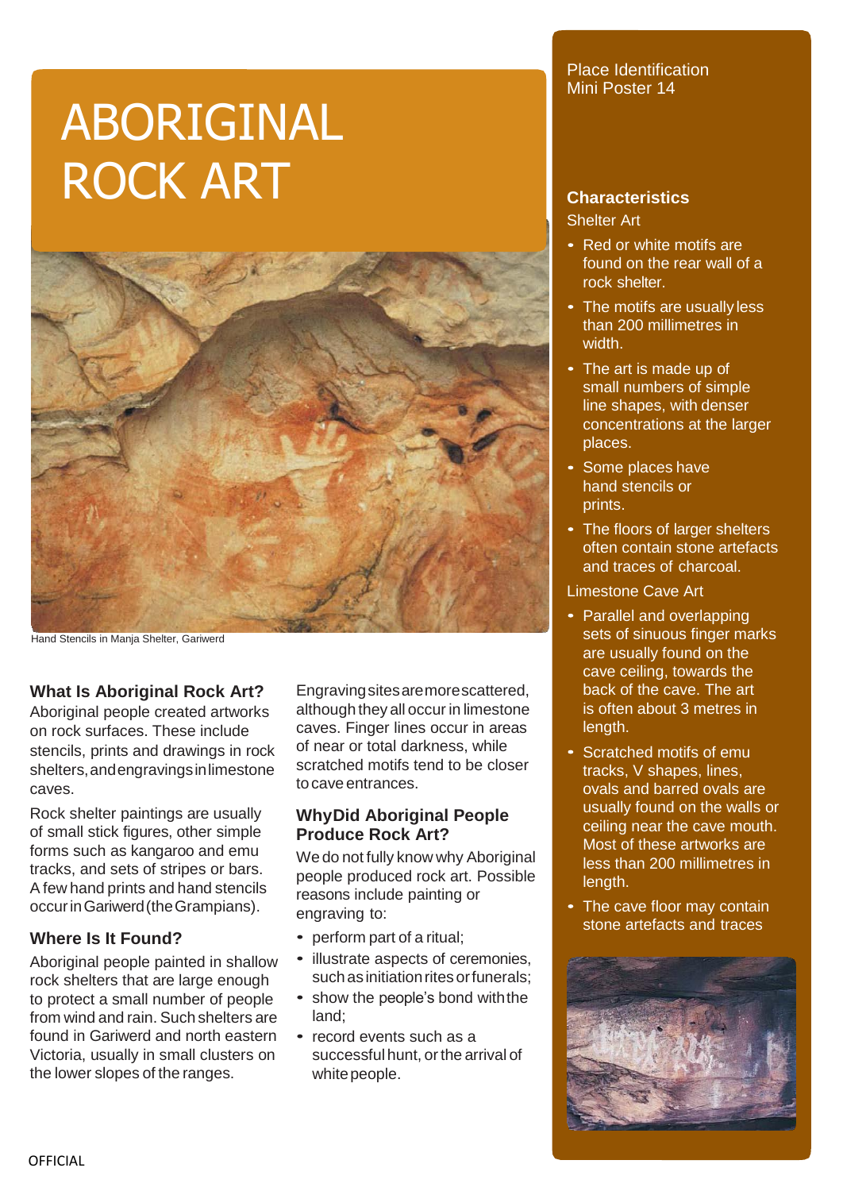# ABORIGINAL ROCK ART

Hand Stencils in Manja Shelter, Gariwerd

### What Is Aboriginal Rock Art?

Aboriginal people created artworks on rock surfaces. These include stencils, prints and drawings in rock shelters, and engravings in limestone caves.

Rock shelter paintings are usually of small stick figures, other simple forms such as kangaroo and emu tracks, and sets of stripes or bars. A few hand prints and hand stencils occur in Gariwerd (the Grampians).

### Where Is It Found?

Aboriginal people painted in shallow rock shelters that are large enough to protect a small number of people from wind and rain. Such shelters are found in Gariwerd and north eastern Victoria, usually in small clusters on the lower slopes of the ranges.

Engraving sites are more scattered, although they all occur in limestone caves. Finger lines occur in areas of near or total darkness, while scratched motifs tend to be closer to cave entrances.

### Why Did Aboriginal People Produce Rock Art?

We do not fully know why Aboriginal people produced rock art. Possible reasons include painting or engraving to:

- perform part of a ritual;
- illustrate aspects of ceremonies, such as initiation rites or funerals;
- show the people's bond with the land;
- record events such as a successful hunt, or the arrival of white people.

Place Identification
Mini Poster 14

### Characteristics

Shelter Art

- Red or white motifs are found on the rear wall of a rock shelter.
- The motifs are usually less than 200 millimetres in width.
- The art is made up of small numbers of simple line shapes, with denser concentrations at the larger places.
- Some places have hand stencils or prints.
- The floors of larger shelters often contain stone artefacts and traces of charcoal.

Limestone Cave Art

- Parallel and overlapping sets of sinuous finger marks are usually found on the cave ceiling, towards the back of the cave. The art is often about 3 metres in length.
- Scratched motifs of emu tracks, V shapes, lines, ovals and barred ovals are usually found on the walls or ceiling near the cave mouth. Most of these artworks are less than 200 millimetres in length.
- The cave floor may contain stone artefacts and traces

OFFICIAL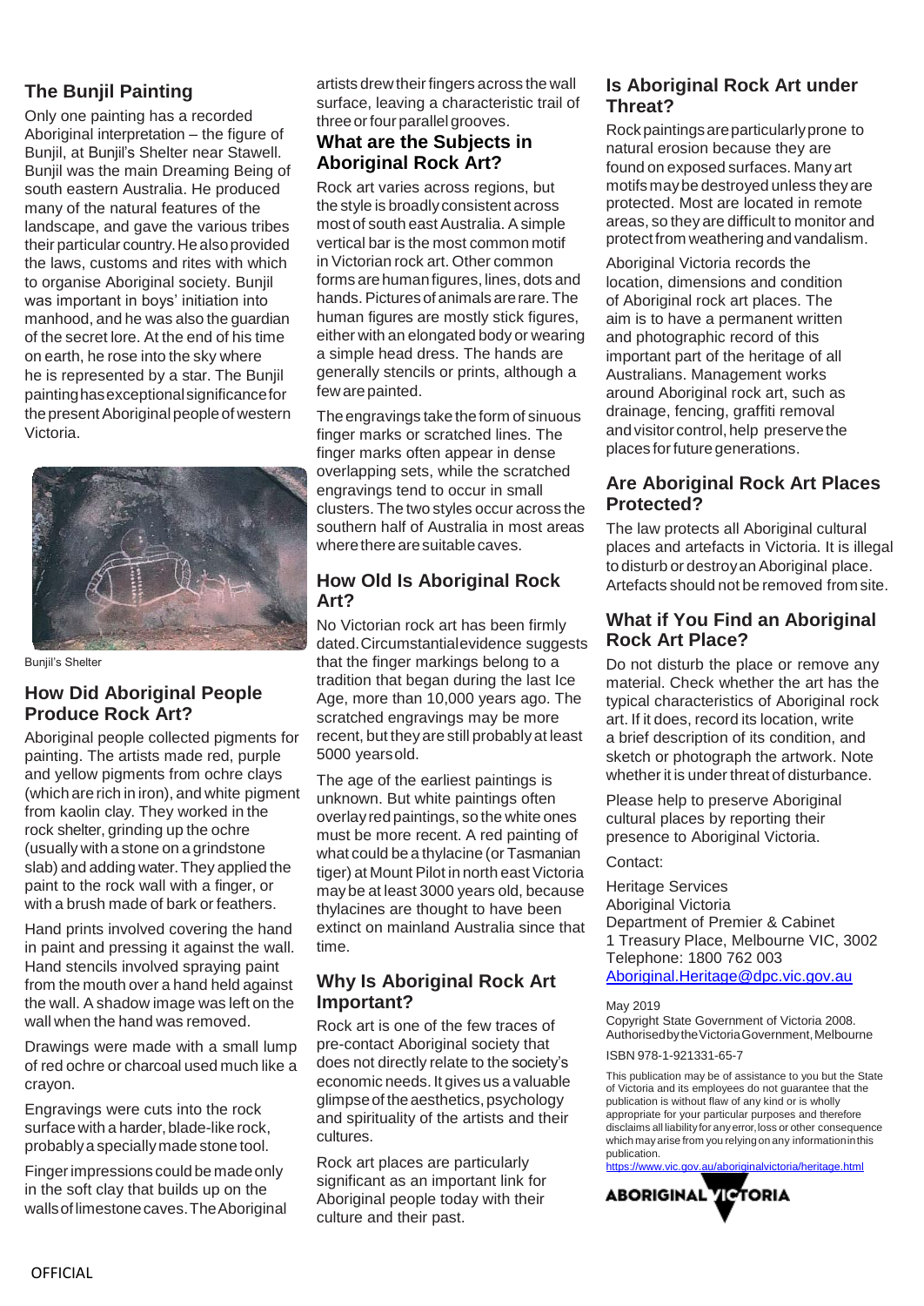## The Bunjil Painting

Only one painting has a recorded Aboriginal interpretation – the figure of Bunjil, at Bunjil's Shelter near Stawell. Bunjil was the main Dreaming Being of south eastern Australia. He produced many of the natural features of the landscape, and gave the various tribes their particular country. He also provided the laws, customs and rites with which to organise Aboriginal society. Bunjil was important in boys' initiation into manhood, and he was also the guardian of the secret lore. At the end of his time on earth, he rose into the sky where he is represented by a star. The Bunjil painting has exceptional significance for the present Aboriginal people of western Victoria.

Bunjil's Shelter

## How Did Aboriginal People Produce Rock Art?

Aboriginal people collected pigments for painting. The artists made red, purple and yellow pigments from ochre clays (which are rich in iron), and white pigment from kaolin clay. They worked in the rock shelter, grinding up the ochre (usually with a stone on a grindstone slab) and adding water. They applied the paint to the rock wall with a finger, or with a brush made of bark or feathers.

Hand prints involved covering the hand in paint and pressing it against the wall. Hand stencils involved spraying paint from the mouth over a hand held against the wall. A shadow image was left on the wall when the hand was removed.

Drawings were made with a small lump of red ochre or charcoal used much like a crayon.

Engravings were cuts into the rock surface with a harder, blade-like rock, probably a specially made stone tool.

Finger impressions could be made only in the soft clay that builds up on the walls of limestone caves. The Aboriginal artists drew their fingers across the wall surface, leaving a characteristic trail of three or four parallel grooves.

## What are the Subjects in Aboriginal Rock Art?

Rock art varies across regions, but the style is broadly consistent across most of south east Australia. A simple vertical bar is the most common motif in Victorian rock art. Other common forms are human figures, lines, dots and hands. Pictures of animals are rare. The human figures are mostly stick figures, either with an elongated body or wearing a simple head dress. The hands are generally stencils or prints, although a few are painted.

The engravings take the form of sinuous finger marks or scratched lines. The finger marks often appear in dense overlapping sets, while the scratched engravings tend to occur in small clusters. The two styles occur across the southern half of Australia in most areas where there are suitable caves.

## How Old Is Aboriginal Rock Art?

No Victorian rock art has been firmly dated. Circumstantial evidence suggests that the finger markings belong to a tradition that began during the last Ice Age, more than 10,000 years ago. The scratched engravings may be more recent, but they are still probably at least 5000 years old.

The age of the earliest paintings is unknown. But white paintings often overlay red paintings, so the white ones must be more recent. A red painting of what could be a thylacine (or Tasmanian tiger) at Mount Pilot in north east Victoria may be at least 3000 years old, because thylacines are thought to have been extinct on mainland Australia since that time.

## Why Is Aboriginal Rock Art Important?

Rock art is one of the few traces of pre-contact Aboriginal society that does not directly relate to the society's economic needs. It gives us a valuable glimpse of the aesthetics, psychology and spirituality of the artists and their cultures.

Rock art places are particularly significant as an important link for Aboriginal people today with their culture and their past.

## Is Aboriginal Rock Art under Threat?

Rock paintings are particularly prone to natural erosion because they are found on exposed surfaces. Many art motifs may be destroyed unless they are protected. Most are located in remote areas, so they are difficult to monitor and protect from weathering and vandalism.

Aboriginal Victoria records the location, dimensions and condition of Aboriginal rock art places. The aim is to have a permanent written and photographic record of this important part of the heritage of all Australians. Management works around Aboriginal rock art, such as drainage, fencing, graffiti removal and visitor control, help preserve the places for future generations.

## Are Aboriginal Rock Art Places Protected?

The law protects all Aboriginal cultural places and artefacts in Victoria. It is illegal to disturb or destroy an Aboriginal place. Artefacts should not be removed from site.

## What if You Find an Aboriginal Rock Art Place?

Do not disturb the place or remove any material. Check whether the art has the typical characteristics of Aboriginal rock art. If it does, record its location, write a brief description of its condition, and sketch or photograph the artwork. Note whether it is under threat of disturbance.

Please help to preserve Aboriginal cultural places by reporting their presence to Aboriginal Victoria.

Contact:

Heritage Services
Aboriginal Victoria
Department of Premier & Cabinet
1 Treasury Place, Melbourne VIC, 3002
Telephone: 1800 762 003
Aboriginal.Heritage@dpc.vic.gov.au

May 2019
Copyright State Government of Victoria 2008.
Authorised by the Victoria Government, Melbourne

ISBN 978-1-921331-65-7

This publication may be of assistance to you but the State of Victoria and its employees do not guarantee that the publication is without flaw of any kind or is wholly appropriate for your particular purposes and therefore disclaims all liability for any error, loss or other consequence which may arise from you relying on any information in this publication.
https://www.vic.gov.au/aboriginalvictoria/heritage.html

ABORIGINAL VICTORIA

OFFICIAL